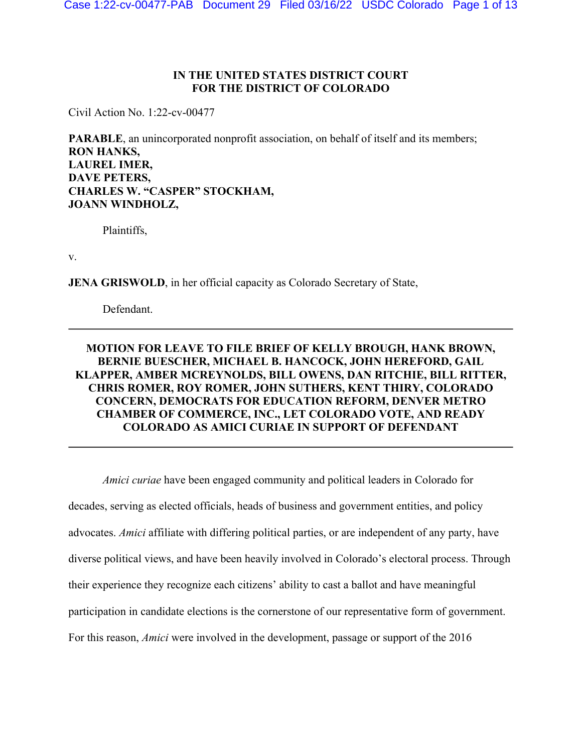IN THE UNITED STATES DISTRICT COURT
FOR THE DISTRICT OF COLORADO

Civil Action No. 1:22-cv-00477

**PARABLE**, an unincorporated nonprofit association, on behalf of itself and its members;
**RON HANKS,**
**LAUREL IMER,**
**DAVE PETERS,**
**CHARLES W. "CASPER" STOCKHAM,**
**JOANN WINDHOLZ,**

Plaintiffs,

v.

**JENA GRISWOLD**, in her official capacity as Colorado Secretary of State,

Defendant.

---

## MOTION FOR LEAVE TO FILE BRIEF OF KELLY BROUGH, HANK BROWN, BERNIE BUESCHER, MICHAEL B. HANCOCK, JOHN HEREFORD, GAIL KLAPPER, AMBER MCREYNOLDS, BILL OWENS, DAN RITCHIE, BILL RITTER, CHRIS ROMER, ROY ROMER, JOHN SUTHERS, KENT THIRY, COLORADO CONCERN, DEMOCRATS FOR EDUCATION REFORM, DENVER METRO CHAMBER OF COMMERCE, INC., LET COLORADO VOTE, AND READY COLORADO AS AMICI CURIAE IN SUPPORT OF DEFENDANT

---

*Amici curiae* have been engaged community and political leaders in Colorado for decades, serving as elected officials, heads of business and government entities, and policy advocates. *Amici* affiliate with differing political parties, or are independent of any party, have diverse political views, and have been heavily involved in Colorado's electoral process. Through their experience they recognize each citizens' ability to cast a ballot and have meaningful participation in candidate elections is the cornerstone of our representative form of government. For this reason, *Amici* were involved in the development, passage or support of the 2016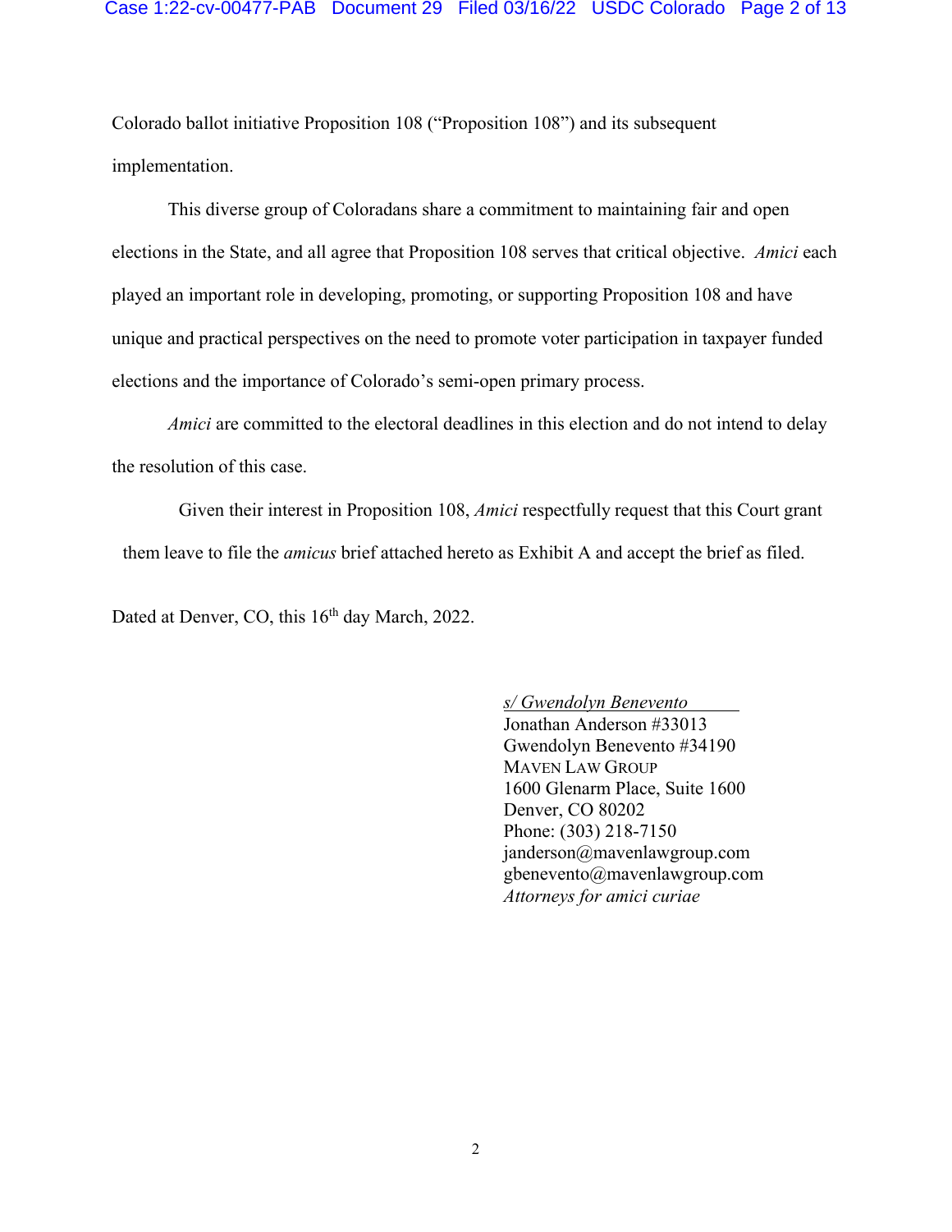Colorado ballot initiative Proposition 108 (“Proposition 108”) and its subsequent implementation.

This diverse group of Coloradans share a commitment to maintaining fair and open elections in the State, and all agree that Proposition 108 serves that critical objective. *Amici* each played an important role in developing, promoting, or supporting Proposition 108 and have unique and practical perspectives on the need to promote voter participation in taxpayer funded elections and the importance of Colorado’s semi-open primary process.

*Amici* are committed to the electoral deadlines in this election and do not intend to delay the resolution of this case.

Given their interest in Proposition 108, *Amici* respectfully request that this Court grant them leave to file the *amicus* brief attached hereto as Exhibit A and accept the brief as filed.

Dated at Denver, CO, this 16th day March, 2022.

*s/ Gwendolyn Benevento*  
Jonathan Anderson #33013  
Gwendolyn Benevento #34190  
MAVEN LAW GROUP  
1600 Glenarm Place, Suite 1600  
Denver, CO 80202  
Phone: (303) 218-7150  
janderson@mavenlawgroup.com  
gbenevento@mavenlawgroup.com  
*Attorneys for amici curiae*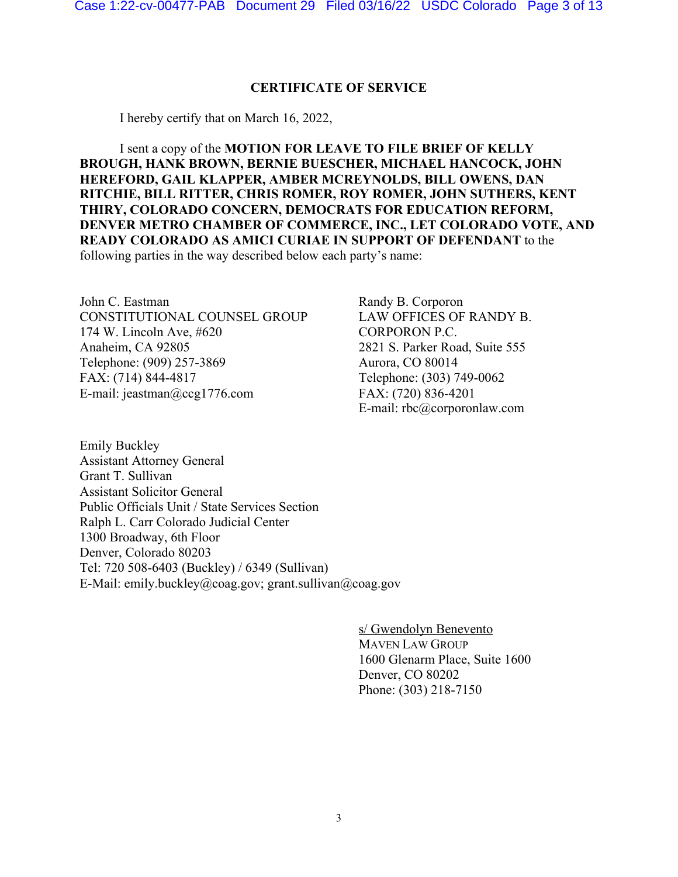# CERTIFICATE OF SERVICE

I hereby certify that on March 16, 2022,

I sent a copy of the **MOTION FOR LEAVE TO FILE BRIEF OF KELLY BROUGH, HANK BROWN, BERNIE BUESCHER, MICHAEL HANCOCK, JOHN HEREFORD, GAIL KLAPPER, AMBER MCREYNOLDS, BILL OWENS, DAN RITCHIE, BILL RITTER, CHRIS ROMER, ROY ROMER, JOHN SUTHERS, KENT THIRY, COLORADO CONCERN, DEMOCRATS FOR EDUCATION REFORM, DENVER METRO CHAMBER OF COMMERCE, INC., LET COLORADO VOTE, AND READY COLORADO AS AMICI CURIAE IN SUPPORT OF DEFENDANT** to the following parties in the way described below each party's name:

John C. Eastman
CONSTITUTIONAL COUNSEL GROUP
174 W. Lincoln Ave, #620
Anaheim, CA 92805
Telephone: (909) 257-3869
FAX: (714) 844-4817
E-mail: jeastman@ccg1776.com

Randy B. Corporon
LAW OFFICES OF RANDY B. CORPORON P.C.
2821 S. Parker Road, Suite 555
Aurora, CO 80014
Telephone: (303) 749-0062
FAX: (720) 836-4201
E-mail: rbc@corporonlaw.com

Emily Buckley
Assistant Attorney General
Grant T. Sullivan
Assistant Solicitor General
Public Officials Unit / State Services Section
Ralph L. Carr Colorado Judicial Center
1300 Broadway, 6th Floor
Denver, Colorado 80203
Tel: 720 508-6403 (Buckley) / 6349 (Sullivan)
E-Mail: emily.buckley@coag.gov; grant.sullivan@coag.gov

s/ Gwendolyn Benevento
MAVEN LAW GROUP
1600 Glenarm Place, Suite 1600
Denver, CO 80202
Phone: (303) 218-7150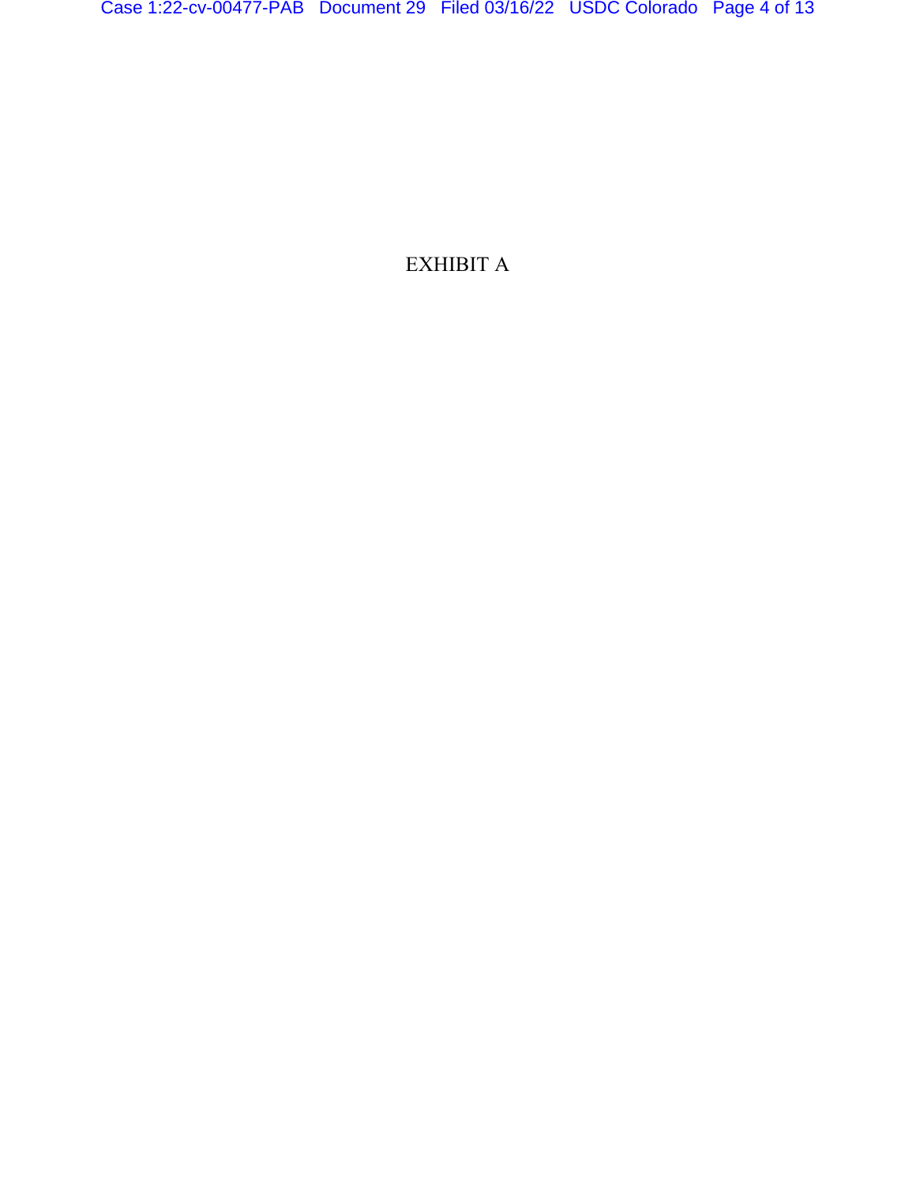EXHIBIT A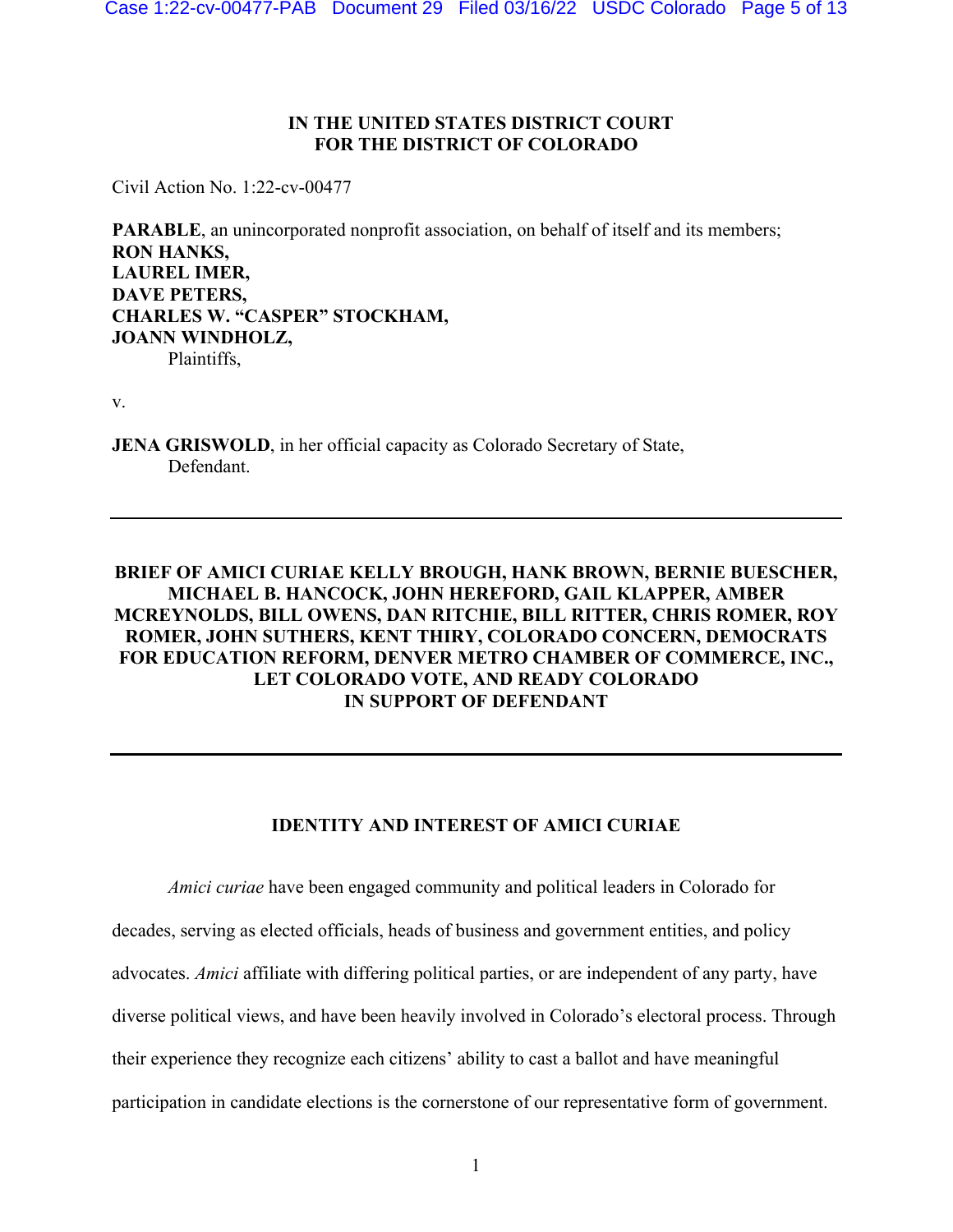**IN THE UNITED STATES DISTRICT COURT**
**FOR THE DISTRICT OF COLORADO**

Civil Action No. 1:22-cv-00477

**PARABLE**, an unincorporated nonprofit association, on behalf of itself and its members;
**RON HANKS,**
**LAUREL IMER,**
**DAVE PETERS,**
**CHARLES W. "CASPER" STOCKHAM,**
**JOANN WINDHOLZ,**
Plaintiffs,

v.

**JENA GRISWOLD**, in her official capacity as Colorado Secretary of State,
Defendant.

---

**BRIEF OF AMICI CURIAE KELLY BROUGH, HANK BROWN, BERNIE BUESCHER, MICHAEL B. HANCOCK, JOHN HEREFORD, GAIL KLAPPER, AMBER MCREYNOLDS, BILL OWENS, DAN RITCHIE, BILL RITTER, CHRIS ROMER, ROY ROMER, JOHN SUTHERS, KENT THIRY, COLORADO CONCERN, DEMOCRATS FOR EDUCATION REFORM, DENVER METRO CHAMBER OF COMMERCE, INC., LET COLORADO VOTE, AND READY COLORADO IN SUPPORT OF DEFENDANT**

---

## IDENTITY AND INTEREST OF AMICI CURIAE

*Amici curiae* have been engaged community and political leaders in Colorado for decades, serving as elected officials, heads of business and government entities, and policy advocates. *Amici* affiliate with differing political parties, or are independent of any party, have diverse political views, and have been heavily involved in Colorado's electoral process. Through their experience they recognize each citizens' ability to cast a ballot and have meaningful participation in candidate elections is the cornerstone of our representative form of government.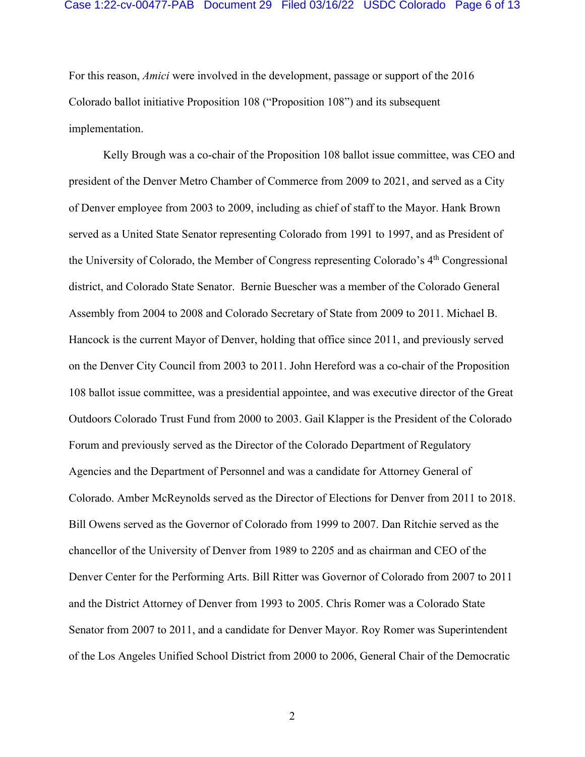For this reason, *Amici* were involved in the development, passage or support of the 2016 Colorado ballot initiative Proposition 108 ("Proposition 108") and its subsequent implementation.

Kelly Brough was a co-chair of the Proposition 108 ballot issue committee, was CEO and president of the Denver Metro Chamber of Commerce from 2009 to 2021, and served as a City of Denver employee from 2003 to 2009, including as chief of staff to the Mayor. Hank Brown served as a United State Senator representing Colorado from 1991 to 1997, and as President of the University of Colorado, the Member of Congress representing Colorado's 4th Congressional district, and Colorado State Senator. Bernie Buescher was a member of the Colorado General Assembly from 2004 to 2008 and Colorado Secretary of State from 2009 to 2011. Michael B. Hancock is the current Mayor of Denver, holding that office since 2011, and previously served on the Denver City Council from 2003 to 2011. John Hereford was a co-chair of the Proposition 108 ballot issue committee, was a presidential appointee, and was executive director of the Great Outdoors Colorado Trust Fund from 2000 to 2003. Gail Klapper is the President of the Colorado Forum and previously served as the Director of the Colorado Department of Regulatory Agencies and the Department of Personnel and was a candidate for Attorney General of Colorado. Amber McReynolds served as the Director of Elections for Denver from 2011 to 2018. Bill Owens served as the Governor of Colorado from 1999 to 2007. Dan Ritchie served as the chancellor of the University of Denver from 1989 to 2205 and as chairman and CEO of the Denver Center for the Performing Arts. Bill Ritter was Governor of Colorado from 2007 to 2011 and the District Attorney of Denver from 1993 to 2005. Chris Romer was a Colorado State Senator from 2007 to 2011, and a candidate for Denver Mayor. Roy Romer was Superintendent of the Los Angeles Unified School District from 2000 to 2006, General Chair of the Democratic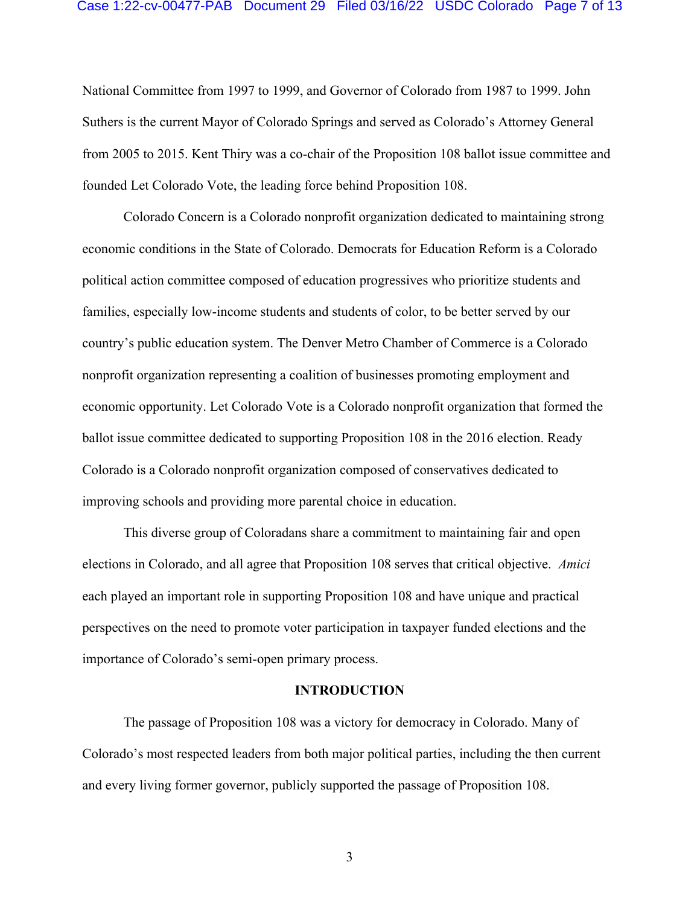National Committee from 1997 to 1999, and Governor of Colorado from 1987 to 1999. John Suthers is the current Mayor of Colorado Springs and served as Colorado's Attorney General from 2005 to 2015. Kent Thiry was a co-chair of the Proposition 108 ballot issue committee and founded Let Colorado Vote, the leading force behind Proposition 108.

Colorado Concern is a Colorado nonprofit organization dedicated to maintaining strong economic conditions in the State of Colorado. Democrats for Education Reform is a Colorado political action committee composed of education progressives who prioritize students and families, especially low-income students and students of color, to be better served by our country's public education system. The Denver Metro Chamber of Commerce is a Colorado nonprofit organization representing a coalition of businesses promoting employment and economic opportunity. Let Colorado Vote is a Colorado nonprofit organization that formed the ballot issue committee dedicated to supporting Proposition 108 in the 2016 election. Ready Colorado is a Colorado nonprofit organization composed of conservatives dedicated to improving schools and providing more parental choice in education.

This diverse group of Coloradans share a commitment to maintaining fair and open elections in Colorado, and all agree that Proposition 108 serves that critical objective. *Amici* each played an important role in supporting Proposition 108 and have unique and practical perspectives on the need to promote voter participation in taxpayer funded elections and the importance of Colorado's semi-open primary process.

## INTRODUCTION

The passage of Proposition 108 was a victory for democracy in Colorado. Many of Colorado's most respected leaders from both major political parties, including the then current and every living former governor, publicly supported the passage of Proposition 108.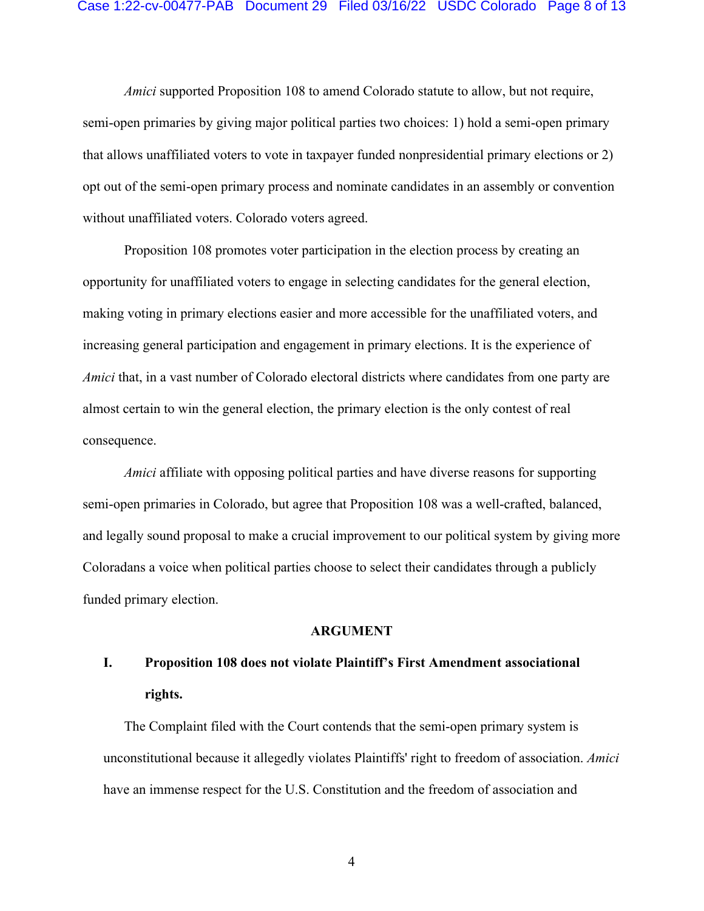*Amici* supported Proposition 108 to amend Colorado statute to allow, but not require, semi-open primaries by giving major political parties two choices: 1) hold a semi-open primary that allows unaffiliated voters to vote in taxpayer funded nonpresidential primary elections or 2) opt out of the semi-open primary process and nominate candidates in an assembly or convention without unaffiliated voters. Colorado voters agreed.

Proposition 108 promotes voter participation in the election process by creating an opportunity for unaffiliated voters to engage in selecting candidates for the general election, making voting in primary elections easier and more accessible for the unaffiliated voters, and increasing general participation and engagement in primary elections. It is the experience of *Amici* that, in a vast number of Colorado electoral districts where candidates from one party are almost certain to win the general election, the primary election is the only contest of real consequence.

*Amici* affiliate with opposing political parties and have diverse reasons for supporting semi-open primaries in Colorado, but agree that Proposition 108 was a well-crafted, balanced, and legally sound proposal to make a crucial improvement to our political system by giving more Coloradans a voice when political parties choose to select their candidates through a publicly funded primary election.

## ARGUMENT

### I. Proposition 108 does not violate Plaintiff's First Amendment associational rights.

The Complaint filed with the Court contends that the semi-open primary system is unconstitutional because it allegedly violates Plaintiffs' right to freedom of association. *Amici* have an immense respect for the U.S. Constitution and the freedom of association and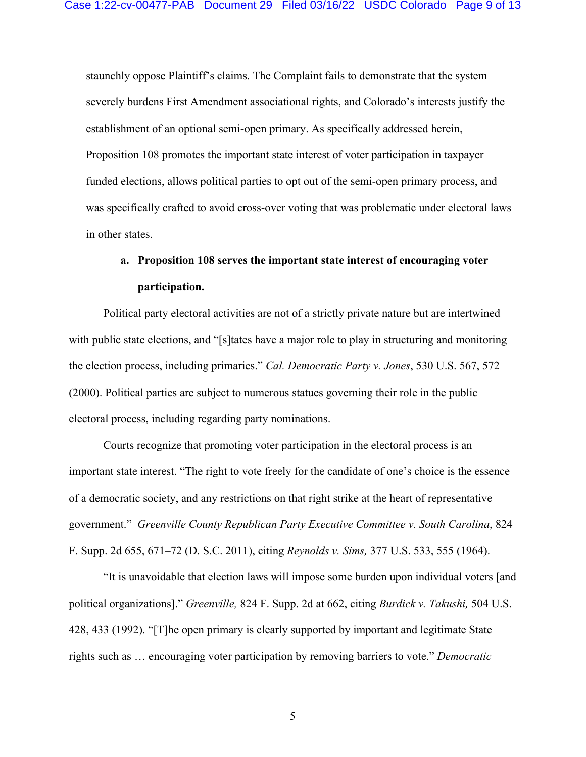staunchly oppose Plaintiff's claims. The Complaint fails to demonstrate that the system severely burdens First Amendment associational rights, and Colorado's interests justify the establishment of an optional semi-open primary. As specifically addressed herein, Proposition 108 promotes the important state interest of voter participation in taxpayer funded elections, allows political parties to opt out of the semi-open primary process, and was specifically crafted to avoid cross-over voting that was problematic under electoral laws in other states.

**a. Proposition 108 serves the important state interest of encouraging voter participation.**

Political party electoral activities are not of a strictly private nature but are intertwined with public state elections, and "[s]tates have a major role to play in structuring and monitoring the election process, including primaries." *Cal. Democratic Party v. Jones*, 530 U.S. 567, 572 (2000). Political parties are subject to numerous statues governing their role in the public electoral process, including regarding party nominations.

Courts recognize that promoting voter participation in the electoral process is an important state interest. "The right to vote freely for the candidate of one's choice is the essence of a democratic society, and any restrictions on that right strike at the heart of representative government." *Greenville County Republican Party Executive Committee v. South Carolina*, 824 F. Supp. 2d 655, 671–72 (D. S.C. 2011), citing *Reynolds v. Sims,* 377 U.S. 533, 555 (1964).

"It is unavoidable that election laws will impose some burden upon individual voters [and political organizations]." *Greenville,* 824 F. Supp. 2d at 662, citing *Burdick v. Takushi,* 504 U.S. 428, 433 (1992). "[T]he open primary is clearly supported by important and legitimate State rights such as … encouraging voter participation by removing barriers to vote." *Democratic*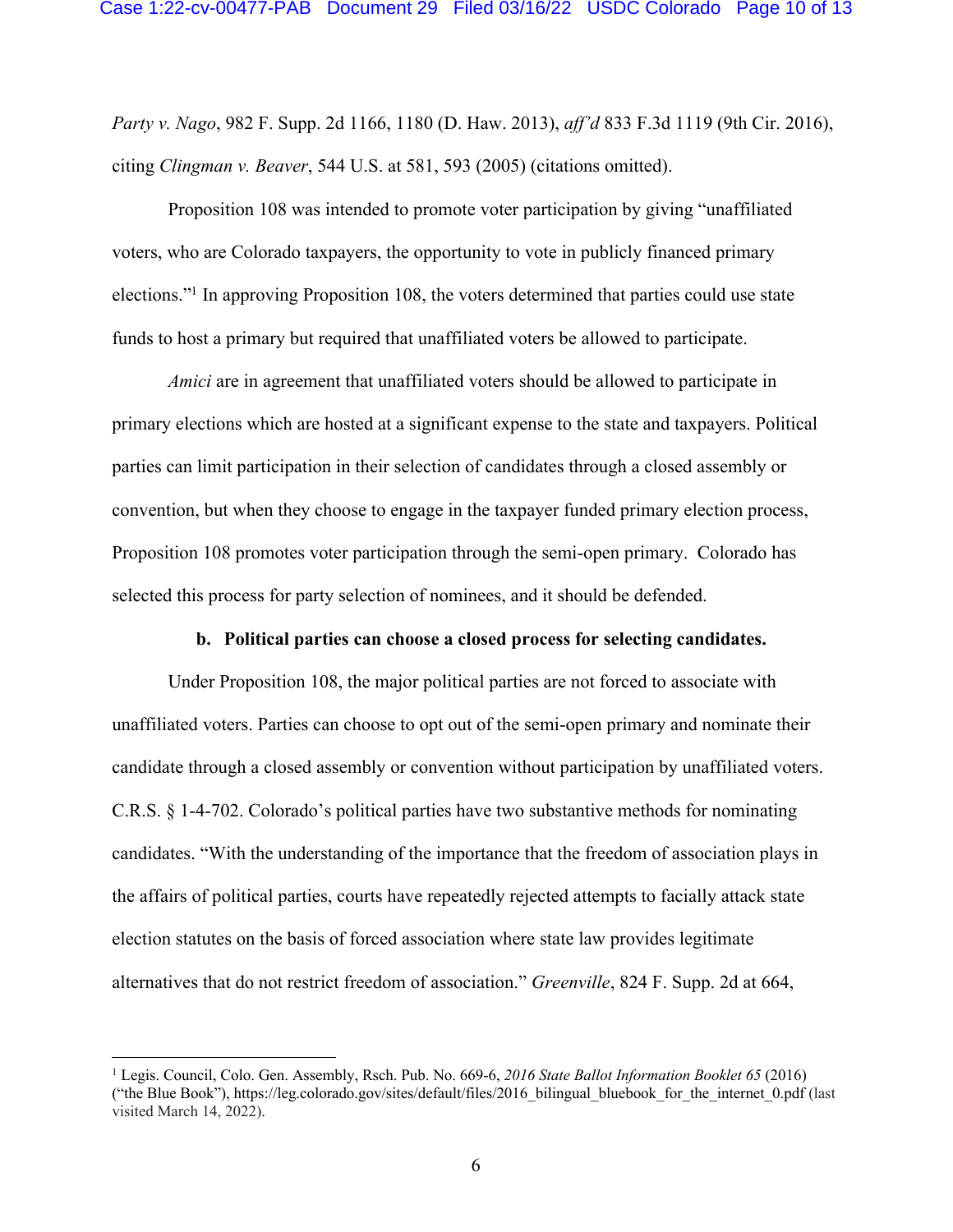*Party v. Nago*, 982 F. Supp. 2d 1166, 1180 (D. Haw. 2013), *aff'd* 833 F.3d 1119 (9th Cir. 2016), citing *Clingman v. Beaver*, 544 U.S. at 581, 593 (2005) (citations omitted).

Proposition 108 was intended to promote voter participation by giving "unaffiliated voters, who are Colorado taxpayers, the opportunity to vote in publicly financed primary elections."[1] In approving Proposition 108, the voters determined that parties could use state funds to host a primary but required that unaffiliated voters be allowed to participate.

*Amici* are in agreement that unaffiliated voters should be allowed to participate in primary elections which are hosted at a significant expense to the state and taxpayers. Political parties can limit participation in their selection of candidates through a closed assembly or convention, but when they choose to engage in the taxpayer funded primary election process, Proposition 108 promotes voter participation through the semi-open primary. Colorado has selected this process for party selection of nominees, and it should be defended.

**b. Political parties can choose a closed process for selecting candidates.**

Under Proposition 108, the major political parties are not forced to associate with unaffiliated voters. Parties can choose to opt out of the semi-open primary and nominate their candidate through a closed assembly or convention without participation by unaffiliated voters. C.R.S. § 1-4-702. Colorado's political parties have two substantive methods for nominating candidates. "With the understanding of the importance that the freedom of association plays in the affairs of political parties, courts have repeatedly rejected attempts to facially attack state election statutes on the basis of forced association where state law provides legitimate alternatives that do not restrict freedom of association." *Greenville*, 824 F. Supp. 2d at 664,

---

[1] Legis. Council, Colo. Gen. Assembly, Rsch. Pub. No. 669-6, *2016 State Ballot Information Booklet 65* (2016) ("the Blue Book"), https://leg.colorado.gov/sites/default/files/2016_bilingual_bluebook_for_the_internet_0.pdf (last visited March 14, 2022).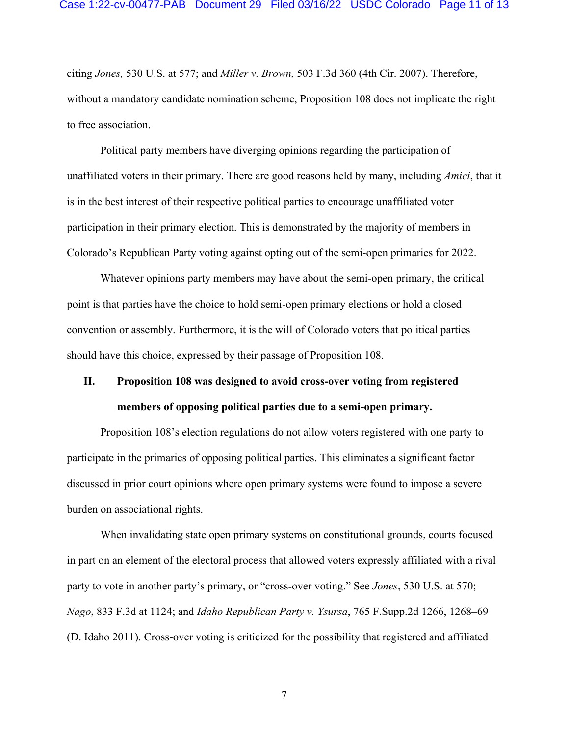citing *Jones,* 530 U.S. at 577; and *Miller v. Brown,* 503 F.3d 360 (4th Cir. 2007). Therefore, without a mandatory candidate nomination scheme, Proposition 108 does not implicate the right to free association.

Political party members have diverging opinions regarding the participation of unaffiliated voters in their primary. There are good reasons held by many, including *Amici*, that it is in the best interest of their respective political parties to encourage unaffiliated voter participation in their primary election. This is demonstrated by the majority of members in Colorado's Republican Party voting against opting out of the semi-open primaries for 2022.

Whatever opinions party members may have about the semi-open primary, the critical point is that parties have the choice to hold semi-open primary elections or hold a closed convention or assembly. Furthermore, it is the will of Colorado voters that political parties should have this choice, expressed by their passage of Proposition 108.

## II. Proposition 108 was designed to avoid cross-over voting from registered members of opposing political parties due to a semi-open primary.

Proposition 108's election regulations do not allow voters registered with one party to participate in the primaries of opposing political parties. This eliminates a significant factor discussed in prior court opinions where open primary systems were found to impose a severe burden on associational rights.

When invalidating state open primary systems on constitutional grounds, courts focused in part on an element of the electoral process that allowed voters expressly affiliated with a rival party to vote in another party's primary, or "cross-over voting." See *Jones*, 530 U.S. at 570; *Nago*, 833 F.3d at 1124; and *Idaho Republican Party v. Ysursa*, 765 F.Supp.2d 1266, 1268–69 (D. Idaho 2011). Cross-over voting is criticized for the possibility that registered and affiliated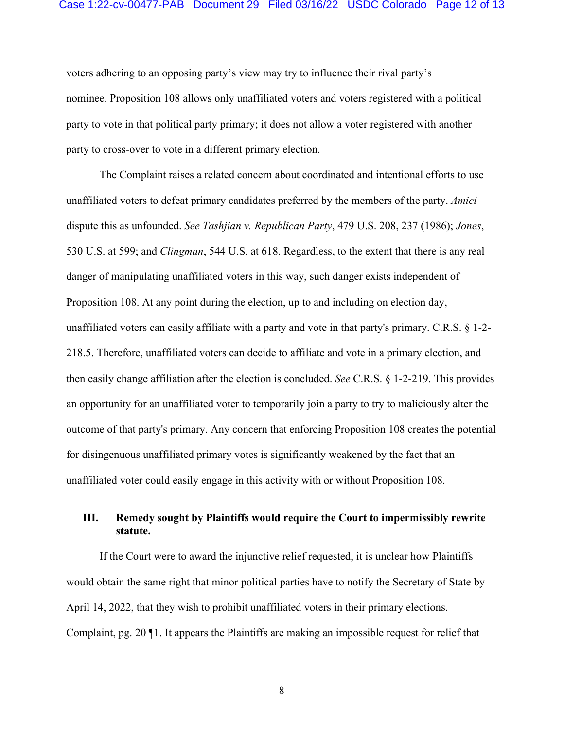voters adhering to an opposing party's view may try to influence their rival party's nominee. Proposition 108 allows only unaffiliated voters and voters registered with a political party to vote in that political party primary; it does not allow a voter registered with another party to cross-over to vote in a different primary election.

The Complaint raises a related concern about coordinated and intentional efforts to use unaffiliated voters to defeat primary candidates preferred by the members of the party. *Amici* dispute this as unfounded. *See Tashjian v. Republican Party*, 479 U.S. 208, 237 (1986); *Jones*, 530 U.S. at 599; and *Clingman*, 544 U.S. at 618. Regardless, to the extent that there is any real danger of manipulating unaffiliated voters in this way, such danger exists independent of Proposition 108. At any point during the election, up to and including on election day, unaffiliated voters can easily affiliate with a party and vote in that party's primary. C.R.S. § 1-2-218.5. Therefore, unaffiliated voters can decide to affiliate and vote in a primary election, and then easily change affiliation after the election is concluded. *See* C.R.S. § 1-2-219. This provides an opportunity for an unaffiliated voter to temporarily join a party to try to maliciously alter the outcome of that party's primary. Any concern that enforcing Proposition 108 creates the potential for disingenuous unaffiliated primary votes is significantly weakened by the fact that an unaffiliated voter could easily engage in this activity with or without Proposition 108.

## III. Remedy sought by Plaintiffs would require the Court to impermissibly rewrite statute.

If the Court were to award the injunctive relief requested, it is unclear how Plaintiffs would obtain the same right that minor political parties have to notify the Secretary of State by April 14, 2022, that they wish to prohibit unaffiliated voters in their primary elections. Complaint, pg. 20 ¶1. It appears the Plaintiffs are making an impossible request for relief that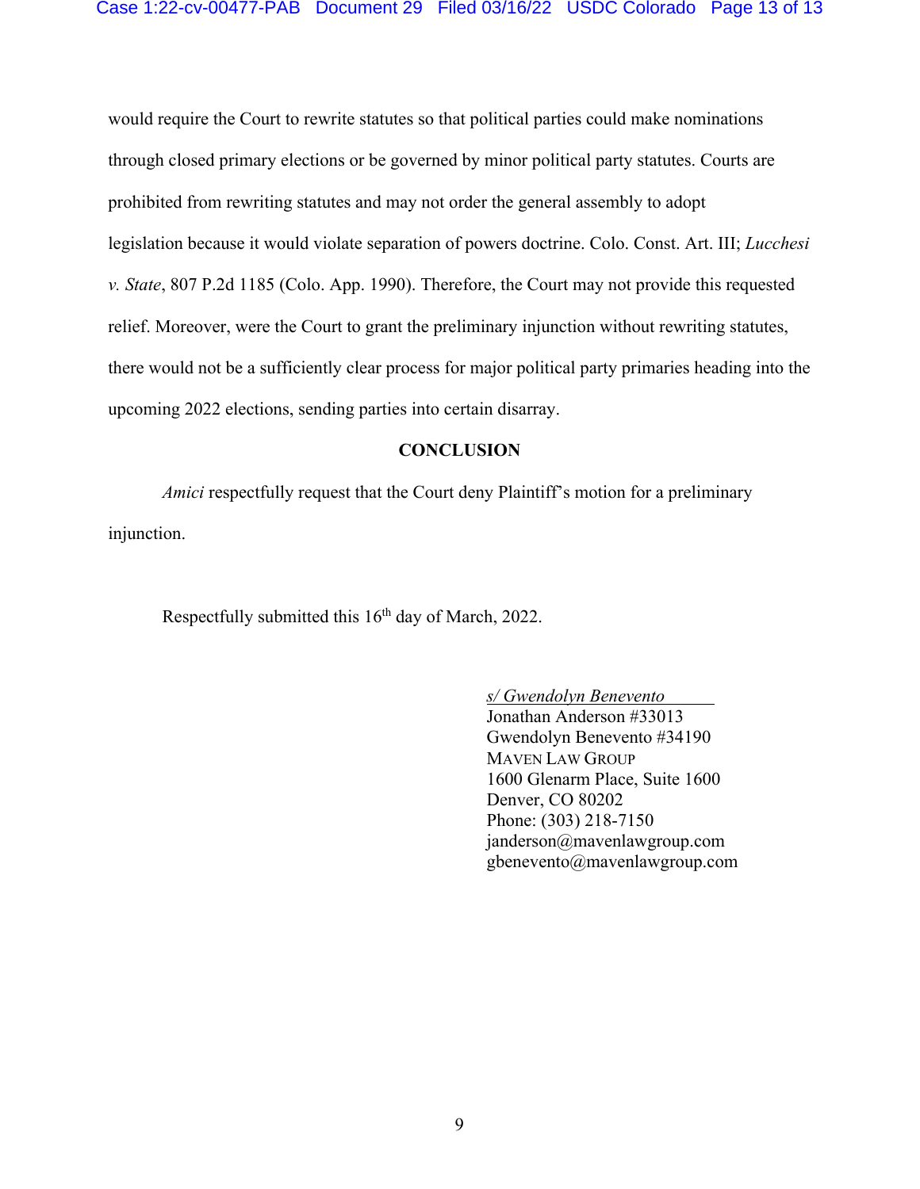would require the Court to rewrite statutes so that political parties could make nominations through closed primary elections or be governed by minor political party statutes. Courts are prohibited from rewriting statutes and may not order the general assembly to adopt legislation because it would violate separation of powers doctrine. Colo. Const. Art. III; *Lucchesi v. State*, 807 P.2d 1185 (Colo. App. 1990). Therefore, the Court may not provide this requested relief. Moreover, were the Court to grant the preliminary injunction without rewriting statutes, there would not be a sufficiently clear process for major political party primaries heading into the upcoming 2022 elections, sending parties into certain disarray.

## CONCLUSION

*Amici* respectfully request that the Court deny Plaintiff's motion for a preliminary injunction.

Respectfully submitted this 16th day of March, 2022.

*s/ Gwendolyn Benevento*
Jonathan Anderson #33013
Gwendolyn Benevento #34190
MAVEN LAW GROUP
1600 Glenarm Place, Suite 1600
Denver, CO 80202
Phone: (303) 218-7150
janderson@mavenlawgroup.com
gbenevento@mavenlawgroup.com